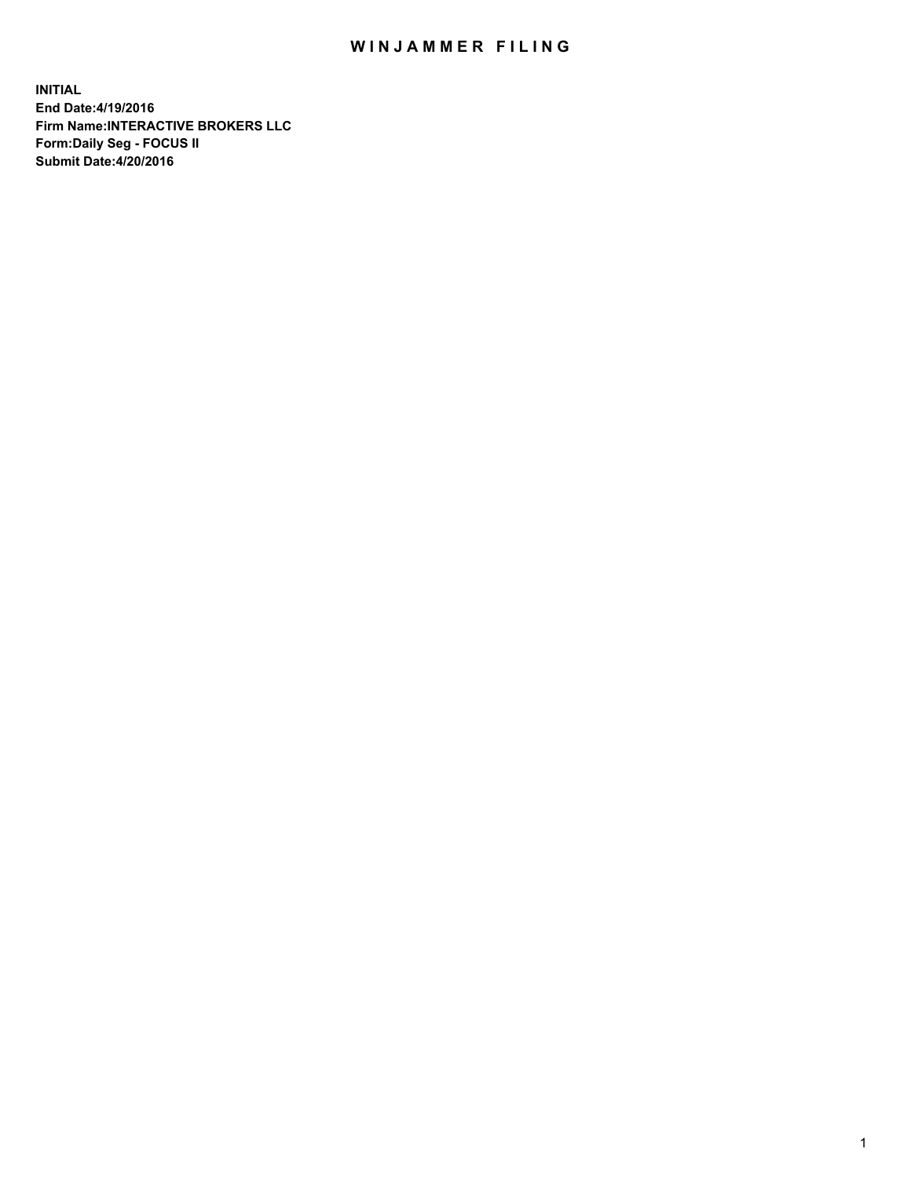# WINJAMMER FILING

**INITIAL**
**End Date:4/19/2016**
**Firm Name:INTERACTIVE BROKERS LLC**
**Form:Daily Seg - FOCUS II**
**Submit Date:4/20/2016**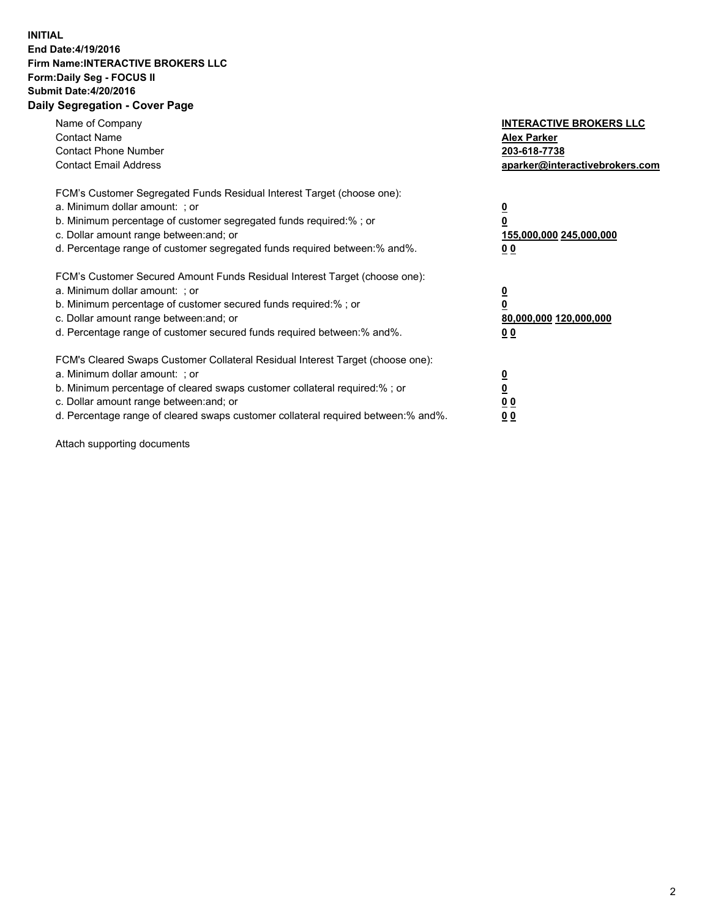**INITIAL**
**End Date:4/19/2016**
**Firm Name:INTERACTIVE BROKERS LLC**
**Form:Daily Seg - FOCUS II**
**Submit Date:4/20/2016**
**Daily Segregation - Cover Page**

| | |
|---|---|
| Name of Company | **INTERACTIVE BROKERS LLC** |
| Contact Name | **Alex Parker** |
| Contact Phone Number | **203-618-7738** |
| Contact Email Address | **aparker@interactivebrokers.com** |

FCM's Customer Segregated Funds Residual Interest Target (choose one):

| | |
|---|---|
| a. Minimum dollar amount: ; or | **0** |
| b. Minimum percentage of customer segregated funds required:% ; or | **0** |
| c. Dollar amount range between:and; or | **155,000,000 245,000,000** |
| d. Percentage range of customer segregated funds required between:% and%. | **0 0** |

FCM's Customer Secured Amount Funds Residual Interest Target (choose one):

| | |
|---|---|
| a. Minimum dollar amount: ; or | **0** |
| b. Minimum percentage of customer secured funds required:% ; or | **0** |
| c. Dollar amount range between:and; or | **80,000,000 120,000,000** |
| d. Percentage range of customer secured funds required between:% and%. | **0 0** |

FCM's Cleared Swaps Customer Collateral Residual Interest Target (choose one):

| | |
|---|---|
| a. Minimum dollar amount: ; or | **0** |
| b. Minimum percentage of cleared swaps customer collateral required:% ; or | **0** |
| c. Dollar amount range between:and; or | **0 0** |
| d. Percentage range of cleared swaps customer collateral required between:% and%. | **0 0** |

Attach supporting documents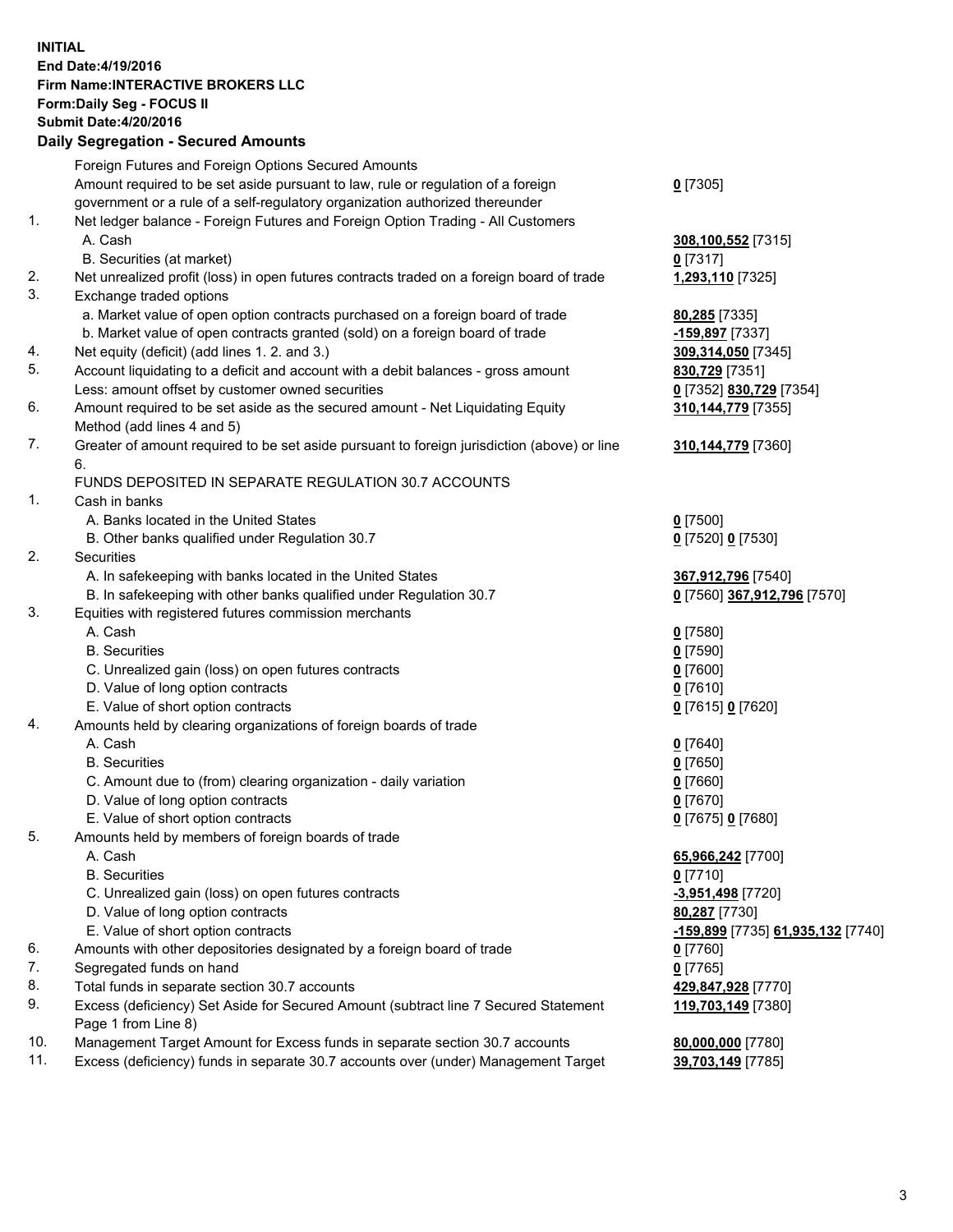**INITIAL**
**End Date:4/19/2016**
**Firm Name:INTERACTIVE BROKERS LLC**
**Form:Daily Seg - FOCUS II**
**Submit Date:4/20/2016**

**Daily Segregation - Secured Amounts**

| | | |
|---|---|---|
| | Foreign Futures and Foreign Options Secured Amounts | |
| | Amount required to be set aside pursuant to law, rule or regulation of a foreign government or a rule of a self-regulatory organization authorized thereunder | **0** [7305] |
| 1. | Net ledger balance - Foreign Futures and Foreign Option Trading - All Customers | |
| | A. Cash | **308,100,552** [7315] |
| | B. Securities (at market) | **0** [7317] |
| 2. | Net unrealized profit (loss) in open futures contracts traded on a foreign board of trade | **1,293,110** [7325] |
| 3. | Exchange traded options | |
| | a. Market value of open option contracts purchased on a foreign board of trade | **80,285** [7335] |
| | b. Market value of open contracts granted (sold) on a foreign board of trade | **-159,897** [7337] |
| 4. | Net equity (deficit) (add lines 1. 2. and 3.) | **309,314,050** [7345] |
| 5. | Account liquidating to a deficit and account with a debit balances - gross amount | **830,729** [7351] |
| | Less: amount offset by customer owned securities | **0** [7352] **830,729** [7354] |
| 6. | Amount required to be set aside as the secured amount - Net Liquidating Equity Method (add lines 4 and 5) | **310,144,779** [7355] |
| 7. | Greater of amount required to be set aside pursuant to foreign jurisdiction (above) or line 6. | **310,144,779** [7360] |
| | FUNDS DEPOSITED IN SEPARATE REGULATION 30.7 ACCOUNTS | |
| 1. | Cash in banks | |
| | A. Banks located in the United States | **0** [7500] |
| | B. Other banks qualified under Regulation 30.7 | **0** [7520] **0** [7530] |
| 2. | Securities | |
| | A. In safekeeping with banks located in the United States | **367,912,796** [7540] |
| | B. In safekeeping with other banks qualified under Regulation 30.7 | **0** [7560] **367,912,796** [7570] |
| 3. | Equities with registered futures commission merchants | |
| | A. Cash | **0** [7580] |
| | B. Securities | **0** [7590] |
| | C. Unrealized gain (loss) on open futures contracts | **0** [7600] |
| | D. Value of long option contracts | **0** [7610] |
| | E. Value of short option contracts | **0** [7615] **0** [7620] |
| 4. | Amounts held by clearing organizations of foreign boards of trade | |
| | A. Cash | **0** [7640] |
| | B. Securities | **0** [7650] |
| | C. Amount due to (from) clearing organization - daily variation | **0** [7660] |
| | D. Value of long option contracts | **0** [7670] |
| | E. Value of short option contracts | **0** [7675] **0** [7680] |
| 5. | Amounts held by members of foreign boards of trade | |
| | A. Cash | **65,966,242** [7700] |
| | B. Securities | **0** [7710] |
| | C. Unrealized gain (loss) on open futures contracts | **-3,951,498** [7720] |
| | D. Value of long option contracts | **80,287** [7730] |
| | E. Value of short option contracts | **-159,899** [7735] **61,935,132** [7740] |
| 6. | Amounts with other depositories designated by a foreign board of trade | **0** [7760] |
| 7. | Segregated funds on hand | **0** [7765] |
| 8. | Total funds in separate section 30.7 accounts | **429,847,928** [7770] |
| 9. | Excess (deficiency) Set Aside for Secured Amount (subtract line 7 Secured Statement Page 1 from Line 8) | **119,703,149** [7380] |
| 10. | Management Target Amount for Excess funds in separate section 30.7 accounts | **80,000,000** [7780] |
| 11. | Excess (deficiency) funds in separate 30.7 accounts over (under) Management Target | **39,703,149** [7785] |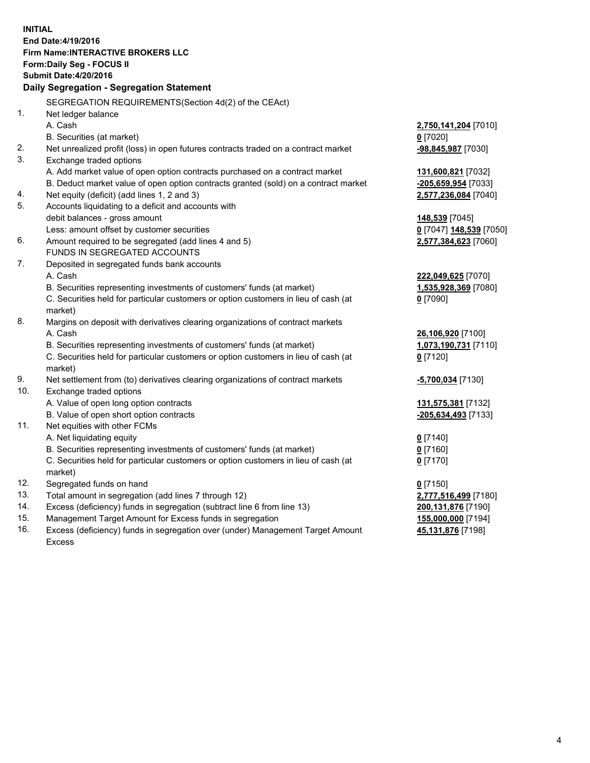**INITIAL**
**End Date:4/19/2016**
**Firm Name:INTERACTIVE BROKERS LLC**
**Form:Daily Seg - FOCUS II**
**Submit Date:4/20/2016**

## Daily Segregation - Segregation Statement

SEGREGATION REQUIREMENTS(Section 4d(2) of the CEAct)

| | | |
|---|---|---|
| 1. | Net ledger balance | |
| | A. Cash | **2,750,141,204** [7010] |
| | B. Securities (at market) | **0** [7020] |
| 2. | Net unrealized profit (loss) in open futures contracts traded on a contract market | **-98,845,987** [7030] |
| 3. | Exchange traded options | |
| | A. Add market value of open option contracts purchased on a contract market | **131,600,821** [7032] |
| | B. Deduct market value of open option contracts granted (sold) on a contract market | **-205,659,954** [7033] |
| 4. | Net equity (deficit) (add lines 1, 2 and 3) | **2,577,236,084** [7040] |
| 5. | Accounts liquidating to a deficit and accounts with debit balances - gross amount | **148,539** [7045] |
| | Less: amount offset by customer securities | **0** [7047] **148,539** [7050] |
| 6. | Amount required to be segregated (add lines 4 and 5) | **2,577,384,623** [7060] |
| | FUNDS IN SEGREGATED ACCOUNTS | |
| 7. | Deposited in segregated funds bank accounts | |
| | A. Cash | **222,049,625** [7070] |
| | B. Securities representing investments of customers' funds (at market) | **1,535,928,369** [7080] |
| | C. Securities held for particular customers or option customers in lieu of cash (at market) | **0** [7090] |
| 8. | Margins on deposit with derivatives clearing organizations of contract markets | |
| | A. Cash | **26,106,920** [7100] |
| | B. Securities representing investments of customers' funds (at market) | **1,073,190,731** [7110] |
| | C. Securities held for particular customers or option customers in lieu of cash (at market) | **0** [7120] |
| 9. | Net settlement from (to) derivatives clearing organizations of contract markets | **-5,700,034** [7130] |
| 10. | Exchange traded options | |
| | A. Value of open long option contracts | **131,575,381** [7132] |
| | B. Value of open short option contracts | **-205,634,493** [7133] |
| 11. | Net equities with other FCMs | |
| | A. Net liquidating equity | **0** [7140] |
| | B. Securities representing investments of customers' funds (at market) | **0** [7160] |
| | C. Securities held for particular customers or option customers in lieu of cash (at market) | **0** [7170] |
| 12. | Segregated funds on hand | **0** [7150] |
| 13. | Total amount in segregation (add lines 7 through 12) | **2,777,516,499** [7180] |
| 14. | Excess (deficiency) funds in segregation (subtract line 6 from line 13) | **200,131,876** [7190] |
| 15. | Management Target Amount for Excess funds in segregation | **155,000,000** [7194] |
| 16. | Excess (deficiency) funds in segregation over (under) Management Target Amount Excess | **45,131,876** [7198] |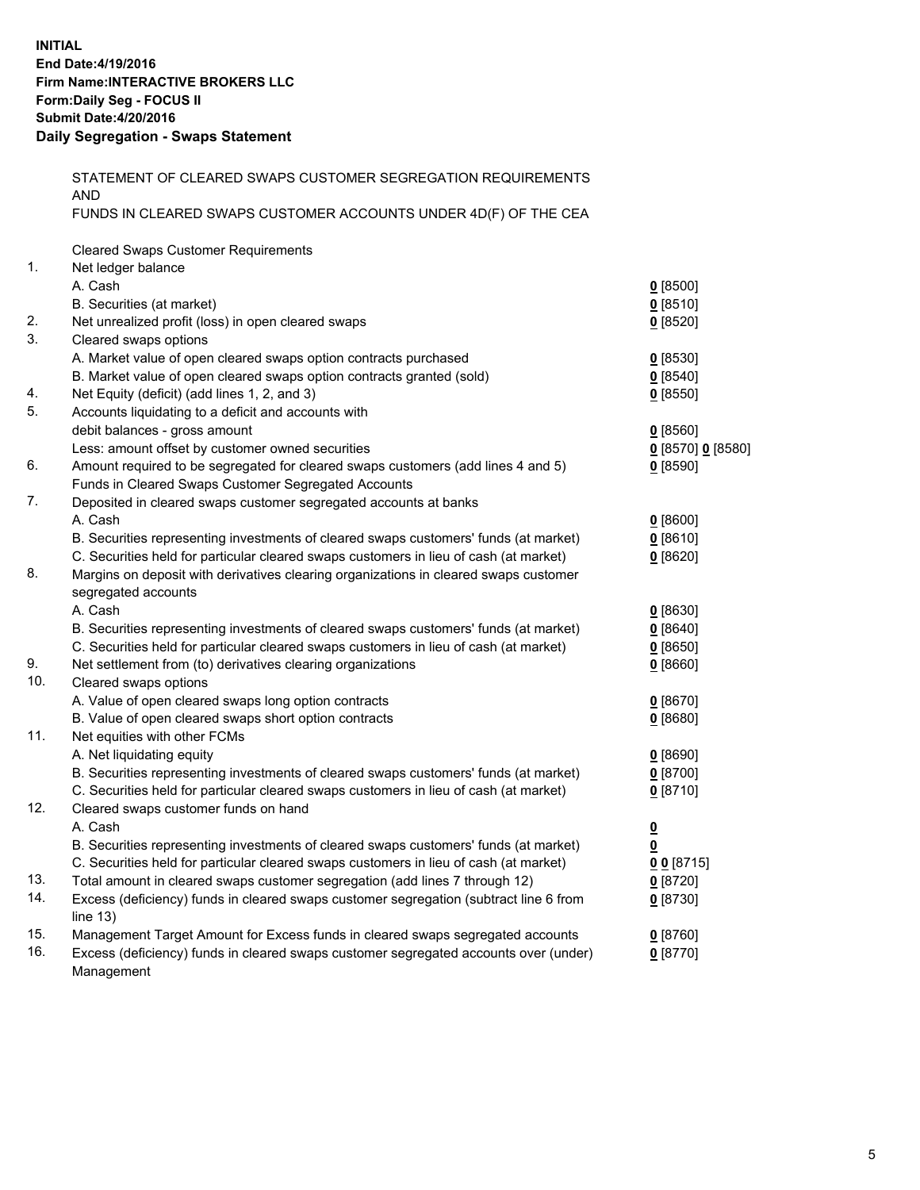**INITIAL**
**End Date:4/19/2016**
**Firm Name:INTERACTIVE BROKERS LLC**
**Form:Daily Seg - FOCUS II**
**Submit Date:4/20/2016**
**Daily Segregation - Swaps Statement**

STATEMENT OF CLEARED SWAPS CUSTOMER SEGREGATION REQUIREMENTS AND FUNDS IN CLEARED SWAPS CUSTOMER ACCOUNTS UNDER 4D(F) OF THE CEA

| | | |
|---|---|---|
| | Cleared Swaps Customer Requirements | |
| 1. | Net ledger balance | |
| | A. Cash | 0 [8500] |
| | B. Securities (at market) | 0 [8510] |
| 2. | Net unrealized profit (loss) in open cleared swaps | 0 [8520] |
| 3. | Cleared swaps options | |
| | A. Market value of open cleared swaps option contracts purchased | 0 [8530] |
| | B. Market value of open cleared swaps option contracts granted (sold) | 0 [8540] |
| 4. | Net Equity (deficit) (add lines 1, 2, and 3) | 0 [8550] |
| 5. | Accounts liquidating to a deficit and accounts with | |
| | debit balances - gross amount | 0 [8560] |
| | Less: amount offset by customer owned securities | 0 [8570] 0 [8580] |
| 6. | Amount required to be segregated for cleared swaps customers (add lines 4 and 5) | 0 [8590] |
| | Funds in Cleared Swaps Customer Segregated Accounts | |
| 7. | Deposited in cleared swaps customer segregated accounts at banks | |
| | A. Cash | 0 [8600] |
| | B. Securities representing investments of cleared swaps customers' funds (at market) | 0 [8610] |
| | C. Securities held for particular cleared swaps customers in lieu of cash (at market) | 0 [8620] |
| 8. | Margins on deposit with derivatives clearing organizations in cleared swaps customer segregated accounts | |
| | A. Cash | 0 [8630] |
| | B. Securities representing investments of cleared swaps customers' funds (at market) | 0 [8640] |
| | C. Securities held for particular cleared swaps customers in lieu of cash (at market) | 0 [8650] |
| 9. | Net settlement from (to) derivatives clearing organizations | 0 [8660] |
| 10. | Cleared swaps options | |
| | A. Value of open cleared swaps long option contracts | 0 [8670] |
| | B. Value of open cleared swaps short option contracts | 0 [8680] |
| 11. | Net equities with other FCMs | |
| | A. Net liquidating equity | 0 [8690] |
| | B. Securities representing investments of cleared swaps customers' funds (at market) | 0 [8700] |
| | C. Securities held for particular cleared swaps customers in lieu of cash (at market) | 0 [8710] |
| 12. | Cleared swaps customer funds on hand | |
| | A. Cash | 0 |
| | B. Securities representing investments of cleared swaps customers' funds (at market) | 0 |
| | C. Securities held for particular cleared swaps customers in lieu of cash (at market) | 0 0 [8715] |
| 13. | Total amount in cleared swaps customer segregation (add lines 7 through 12) | 0 [8720] |
| 14. | Excess (deficiency) funds in cleared swaps customer segregation (subtract line 6 from line 13) | 0 [8730] |
| 15. | Management Target Amount for Excess funds in cleared swaps segregated accounts | 0 [8760] |
| 16. | Excess (deficiency) funds in cleared swaps customer segregated accounts over (under) Management | 0 [8770] |